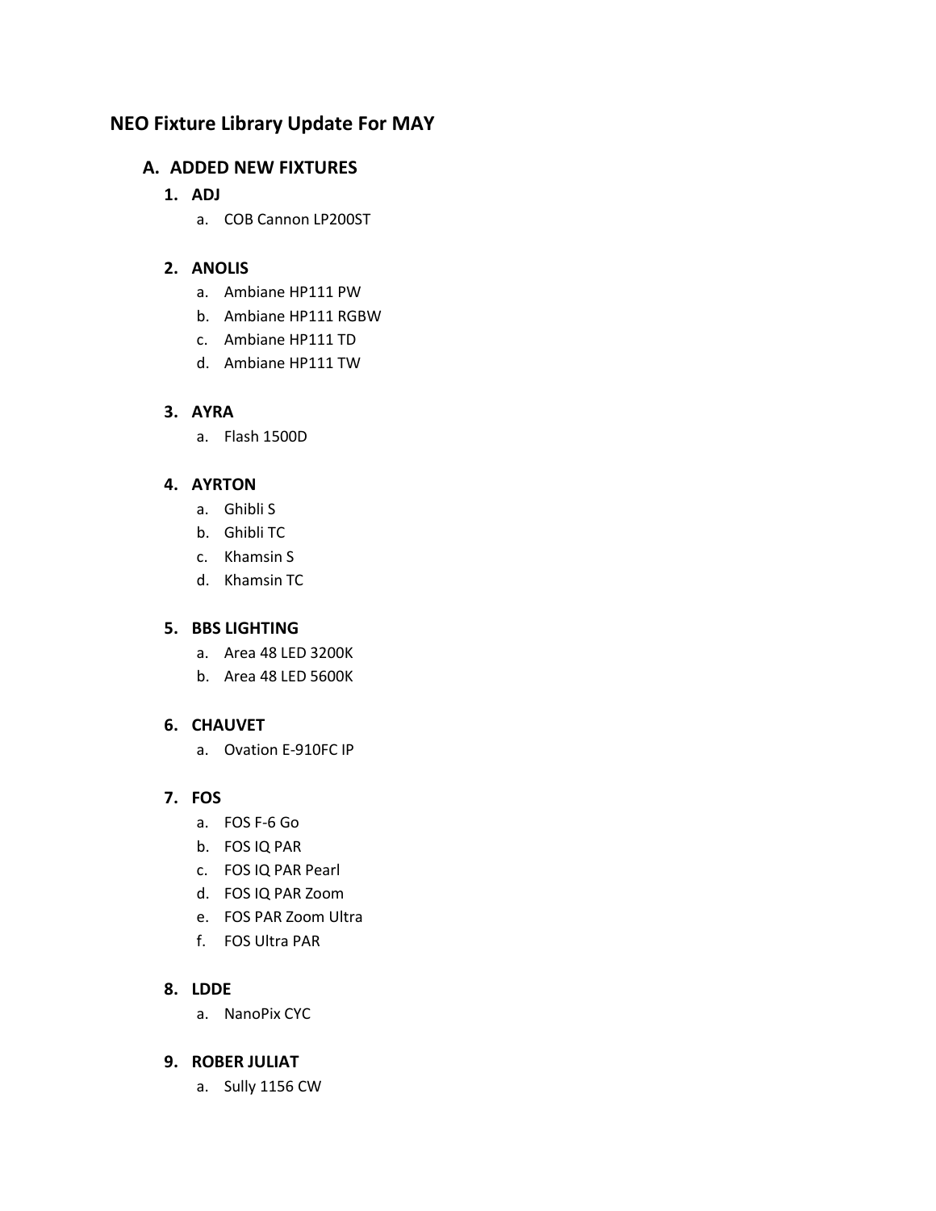# NEO Fixture Library Update For MAY

## A. ADDED NEW FIXTURES

### 1. ADJ

a. COB Cannon LP200ST

### 2. ANOLIS

a. Ambiane HP111 PW
b. Ambiane HP111 RGBW
c. Ambiane HP111 TD
d. Ambiane HP111 TW

### 3. AYRA

a. Flash 1500D

### 4. AYRTON

a. Ghibli S
b. Ghibli TC
c. Khamsin S
d. Khamsin TC

### 5. BBS LIGHTING

a. Area 48 LED 3200K
b. Area 48 LED 5600K

### 6. CHAUVET

a. Ovation E-910FC IP

### 7. FOS

a. FOS F-6 Go
b. FOS IQ PAR
c. FOS IQ PAR Pearl
d. FOS IQ PAR Zoom
e. FOS PAR Zoom Ultra
f. FOS Ultra PAR

### 8. LDDE

a. NanoPix CYC

### 9. ROBER JULIAT

a. Sully 1156 CW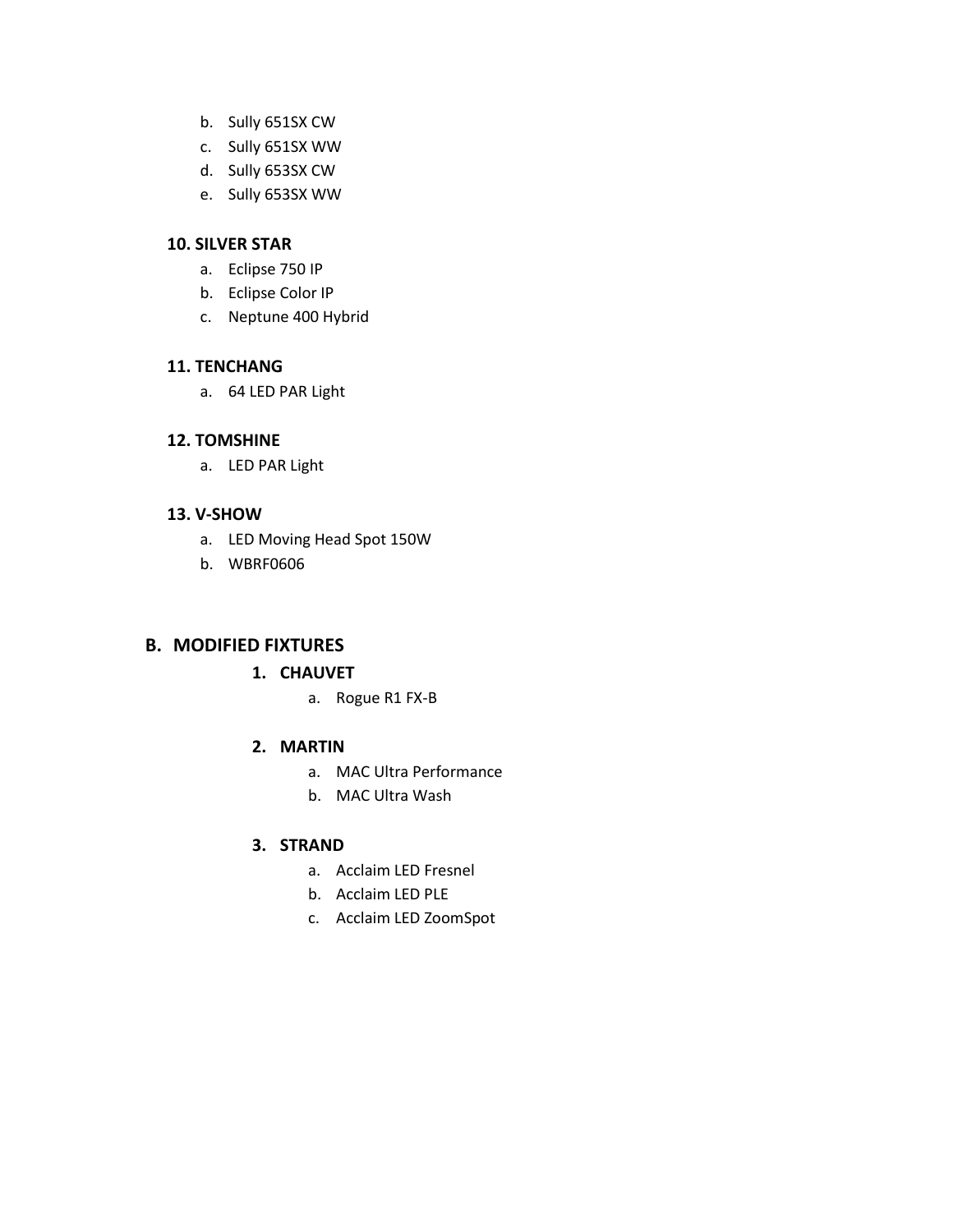b. Sully 651SX CW
c. Sully 651SX WW
d. Sully 653SX CW
e. Sully 653SX WW

**10. SILVER STAR**

a. Eclipse 750 IP
b. Eclipse Color IP
c. Neptune 400 Hybrid

**11. TENCHANG**

a. 64 LED PAR Light

**12. TOMSHINE**

a. LED PAR Light

**13. V-SHOW**

a. LED Moving Head Spot 150W
b. WBRF0606

## B. MODIFIED FIXTURES

**1. CHAUVET**

a. Rogue R1 FX-B

**2. MARTIN**

a. MAC Ultra Performance
b. MAC Ultra Wash

**3. STRAND**

a. Acclaim LED Fresnel
b. Acclaim LED PLE
c. Acclaim LED ZoomSpot